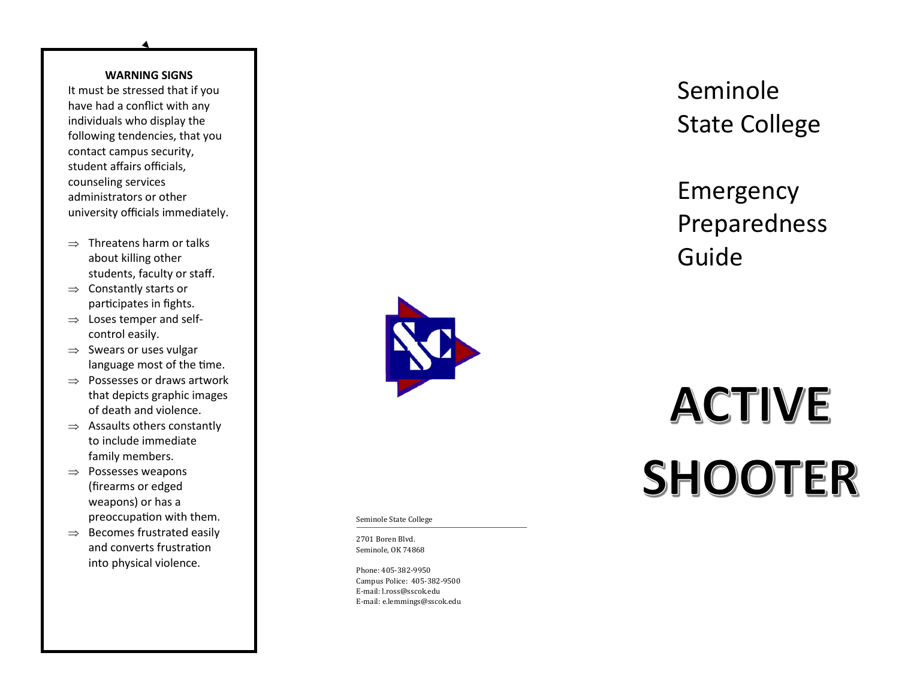**WARNING SIGNS**

It must be stressed that if you have had a conflict with any individuals who display the following tendencies, that you contact campus security, student affairs officials, counseling services administrators or other university officials immediately.

- ⇒ Threatens harm or talks about killing other students, faculty or staff.
- ⇒ Constantly starts or participates in fights.
- ⇒ Loses temper and self-control easily.
- ⇒ Swears or uses vulgar language most of the time.
- ⇒ Possesses or draws artwork that depicts graphic images of death and violence.
- ⇒ Assaults others constantly to include immediate family members.
- ⇒ Possesses weapons (firearms or edged weapons) or has a preoccupation with them.
- ⇒ Becomes frustrated easily and converts frustration into physical violence.

Seminole State College

2701 Boren Blvd.
Seminole, OK 74868

Phone: 405-382-9950
Campus Police: 405-382-9500
E-mail: l.ross@sscok.edu
E-mail: e.lemmings@sscok.edu

# Seminole State College

# Emergency Preparedness Guide

# ACTIVE SHOOTER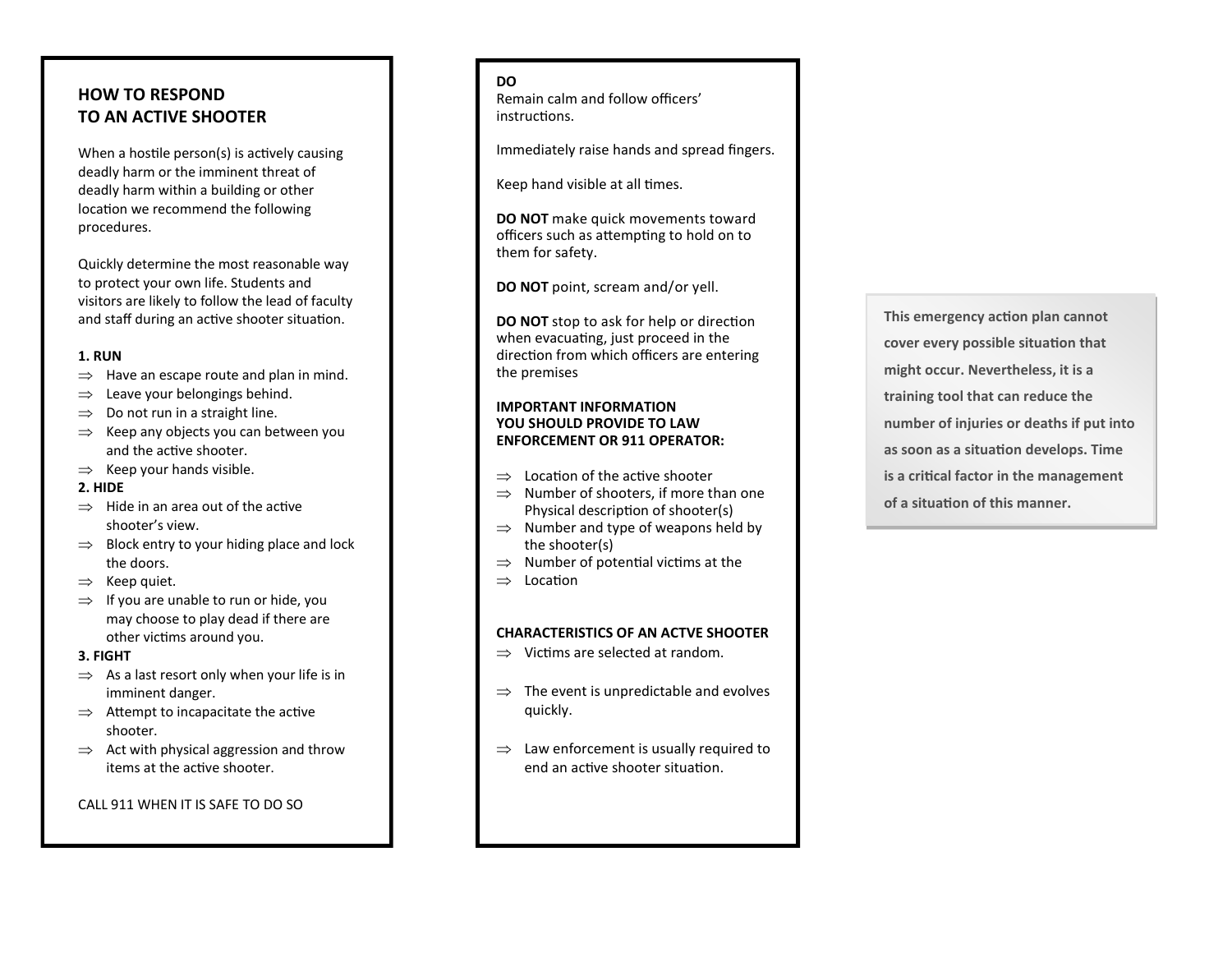## HOW TO RESPOND TO AN ACTIVE SHOOTER

When a hostile person(s) is actively causing deadly harm or the imminent threat of deadly harm within a building or other location we recommend the following procedures.

Quickly determine the most reasonable way to protect your own life. Students and visitors are likely to follow the lead of faculty and staff during an active shooter situation.

**1. RUN**

- ⇒ Have an escape route and plan in mind.
- ⇒ Leave your belongings behind.
- ⇒ Do not run in a straight line.
- ⇒ Keep any objects you can between you and the active shooter.
- ⇒ Keep your hands visible.

**2. HIDE**

- ⇒ Hide in an area out of the active shooter's view.
- ⇒ Block entry to your hiding place and lock the doors.
- ⇒ Keep quiet.
- ⇒ If you are unable to run or hide, you may choose to play dead if there are other victims around you.

**3. FIGHT**

- ⇒ As a last resort only when your life is in imminent danger.
- ⇒ Attempt to incapacitate the active shooter.
- ⇒ Act with physical aggression and throw items at the active shooter.

CALL 911 WHEN IT IS SAFE TO DO SO

**DO**

Remain calm and follow officers' instructions.

Immediately raise hands and spread fingers.

Keep hand visible at all times.

**DO NOT** make quick movements toward officers such as attempting to hold on to them for safety.

**DO NOT** point, scream and/or yell.

**DO NOT** stop to ask for help or direction when evacuating, just proceed in the direction from which officers are entering the premises

**IMPORTANT INFORMATION YOU SHOULD PROVIDE TO LAW ENFORCEMENT OR 911 OPERATOR:**

- ⇒ Location of the active shooter
- ⇒ Number of shooters, if more than one Physical description of shooter(s)
- ⇒ Number and type of weapons held by the shooter(s)
- ⇒ Number of potential victims at the
- ⇒ Location

**CHARACTERISTICS OF AN ACTVE SHOOTER**

- ⇒ Victims are selected at random.
- ⇒ The event is unpredictable and evolves quickly.
- ⇒ Law enforcement is usually required to end an active shooter situation.

**This emergency action plan cannot cover every possible situation that might occur. Nevertheless, it is a training tool that can reduce the number of injuries or deaths if put into as soon as a situation develops. Time is a critical factor in the management of a situation of this manner.**